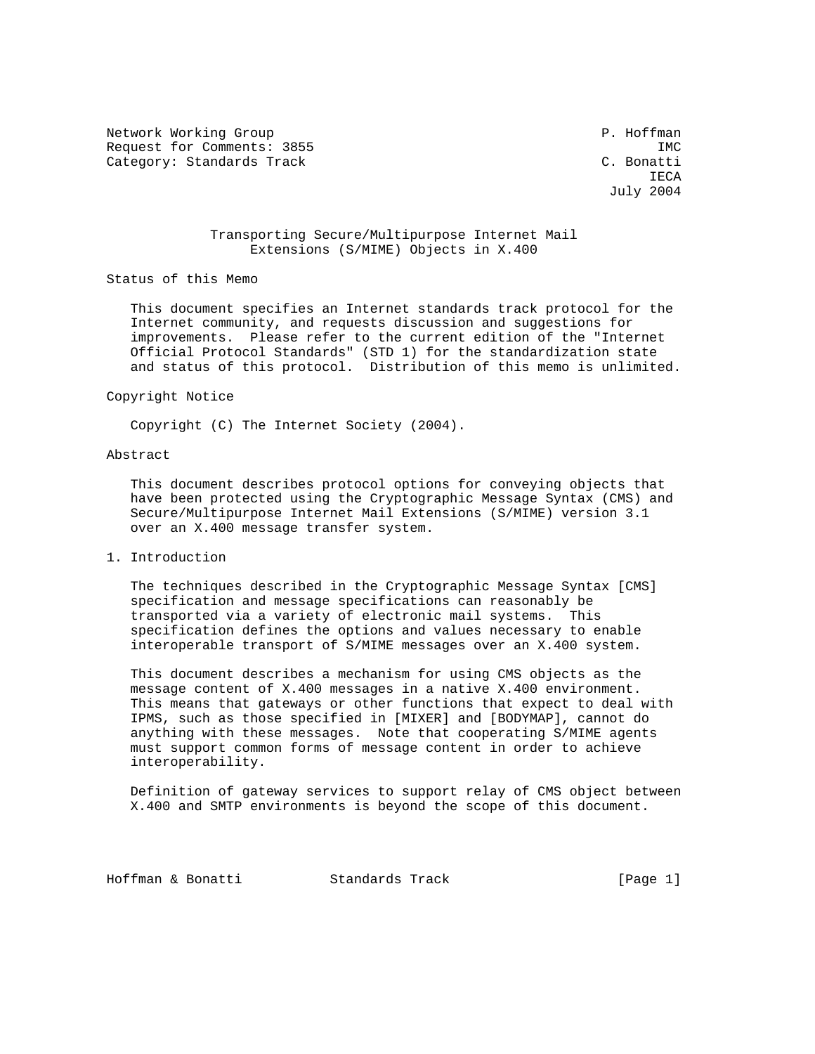Network Working Group P. Hoffman
Request for Comments: 3855 IMC
Category: Standards Track C. Bonatti
IECA
July 2004

# Transporting Secure/Multipurpose Internet Mail Extensions (S/MIME) Objects in X.400

## Status of this Memo

This document specifies an Internet standards track protocol for the Internet community, and requests discussion and suggestions for improvements. Please refer to the current edition of the "Internet Official Protocol Standards" (STD 1) for the standardization state and status of this protocol. Distribution of this memo is unlimited.

## Copyright Notice

Copyright (C) The Internet Society (2004).

## Abstract

This document describes protocol options for conveying objects that have been protected using the Cryptographic Message Syntax (CMS) and Secure/Multipurpose Internet Mail Extensions (S/MIME) version 3.1 over an X.400 message transfer system.

## 1. Introduction

The techniques described in the Cryptographic Message Syntax [CMS] specification and message specifications can reasonably be transported via a variety of electronic mail systems. This specification defines the options and values necessary to enable interoperable transport of S/MIME messages over an X.400 system.

This document describes a mechanism for using CMS objects as the message content of X.400 messages in a native X.400 environment. This means that gateways or other functions that expect to deal with IPMS, such as those specified in [MIXER] and [BODYMAP], cannot do anything with these messages. Note that cooperating S/MIME agents must support common forms of message content in order to achieve interoperability.

Definition of gateway services to support relay of CMS object between X.400 and SMTP environments is beyond the scope of this document.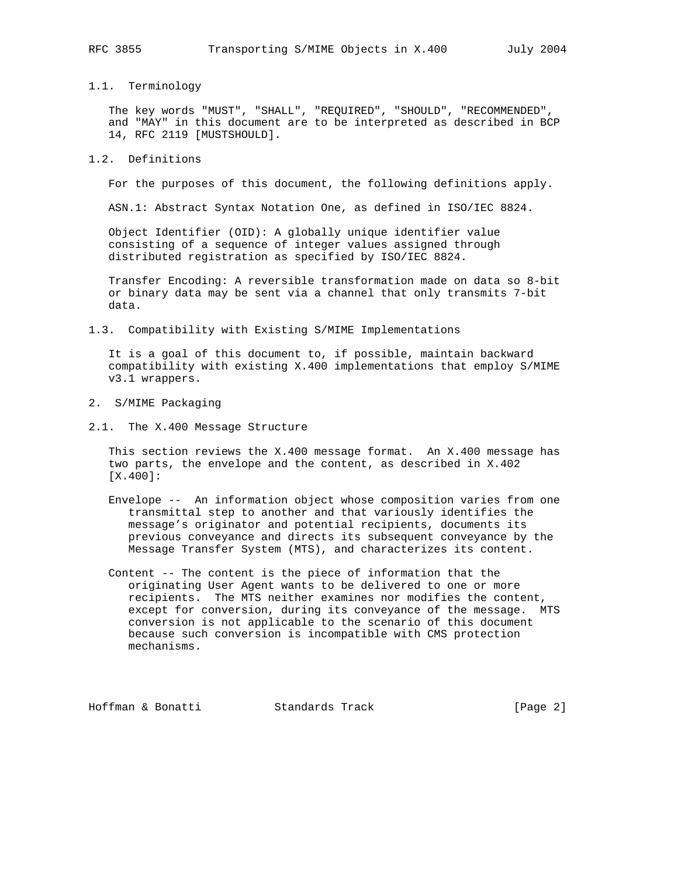### 1.1. Terminology

The key words "MUST", "SHALL", "REQUIRED", "SHOULD", "RECOMMENDED", and "MAY" in this document are to be interpreted as described in BCP 14, RFC 2119 [MUSTSHOULD].

### 1.2. Definitions

For the purposes of this document, the following definitions apply.

ASN.1: Abstract Syntax Notation One, as defined in ISO/IEC 8824.

Object Identifier (OID): A globally unique identifier value consisting of a sequence of integer values assigned through distributed registration as specified by ISO/IEC 8824.

Transfer Encoding: A reversible transformation made on data so 8-bit or binary data may be sent via a channel that only transmits 7-bit data.

### 1.3. Compatibility with Existing S/MIME Implementations

It is a goal of this document to, if possible, maintain backward compatibility with existing X.400 implementations that employ S/MIME v3.1 wrappers.

## 2. S/MIME Packaging

### 2.1. The X.400 Message Structure

This section reviews the X.400 message format. An X.400 message has two parts, the envelope and the content, as described in X.402 [X.400]:

Envelope -- An information object whose composition varies from one transmittal step to another and that variously identifies the message's originator and potential recipients, documents its previous conveyance and directs its subsequent conveyance by the Message Transfer System (MTS), and characterizes its content.

Content -- The content is the piece of information that the originating User Agent wants to be delivered to one or more recipients. The MTS neither examines nor modifies the content, except for conversion, during its conveyance of the message. MTS conversion is not applicable to the scenario of this document because such conversion is incompatible with CMS protection mechanisms.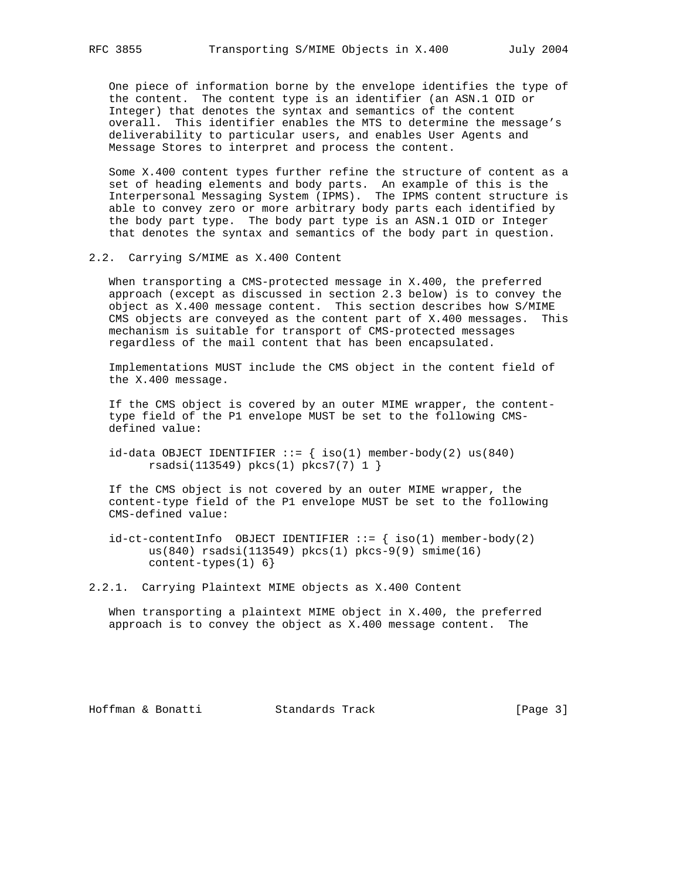One piece of information borne by the envelope identifies the type of the content. The content type is an identifier (an ASN.1 OID or Integer) that denotes the syntax and semantics of the content overall. This identifier enables the MTS to determine the message's deliverability to particular users, and enables User Agents and Message Stores to interpret and process the content.

Some X.400 content types further refine the structure of content as a set of heading elements and body parts. An example of this is the Interpersonal Messaging System (IPMS). The IPMS content structure is able to convey zero or more arbitrary body parts each identified by the body part type. The body part type is an ASN.1 OID or Integer that denotes the syntax and semantics of the body part in question.

### 2.2. Carrying S/MIME as X.400 Content

When transporting a CMS-protected message in X.400, the preferred approach (except as discussed in section 2.3 below) is to convey the object as X.400 message content. This section describes how S/MIME CMS objects are conveyed as the content part of X.400 messages. This mechanism is suitable for transport of CMS-protected messages regardless of the mail content that has been encapsulated.

Implementations MUST include the CMS object in the content field of the X.400 message.

If the CMS object is covered by an outer MIME wrapper, the content-type field of the P1 envelope MUST be set to the following CMS-defined value:

```
id-data OBJECT IDENTIFIER ::= { iso(1) member-body(2) us(840)
      rsadsi(113549) pkcs(1) pkcs7(7) 1 }
```

If the CMS object is not covered by an outer MIME wrapper, the content-type field of the P1 envelope MUST be set to the following CMS-defined value:

```
id-ct-contentInfo  OBJECT IDENTIFIER ::= { iso(1) member-body(2)
      us(840) rsadsi(113549) pkcs(1) pkcs-9(9) smime(16)
      content-types(1) 6}
```

#### 2.2.1. Carrying Plaintext MIME objects as X.400 Content

When transporting a plaintext MIME object in X.400, the preferred approach is to convey the object as X.400 message content. The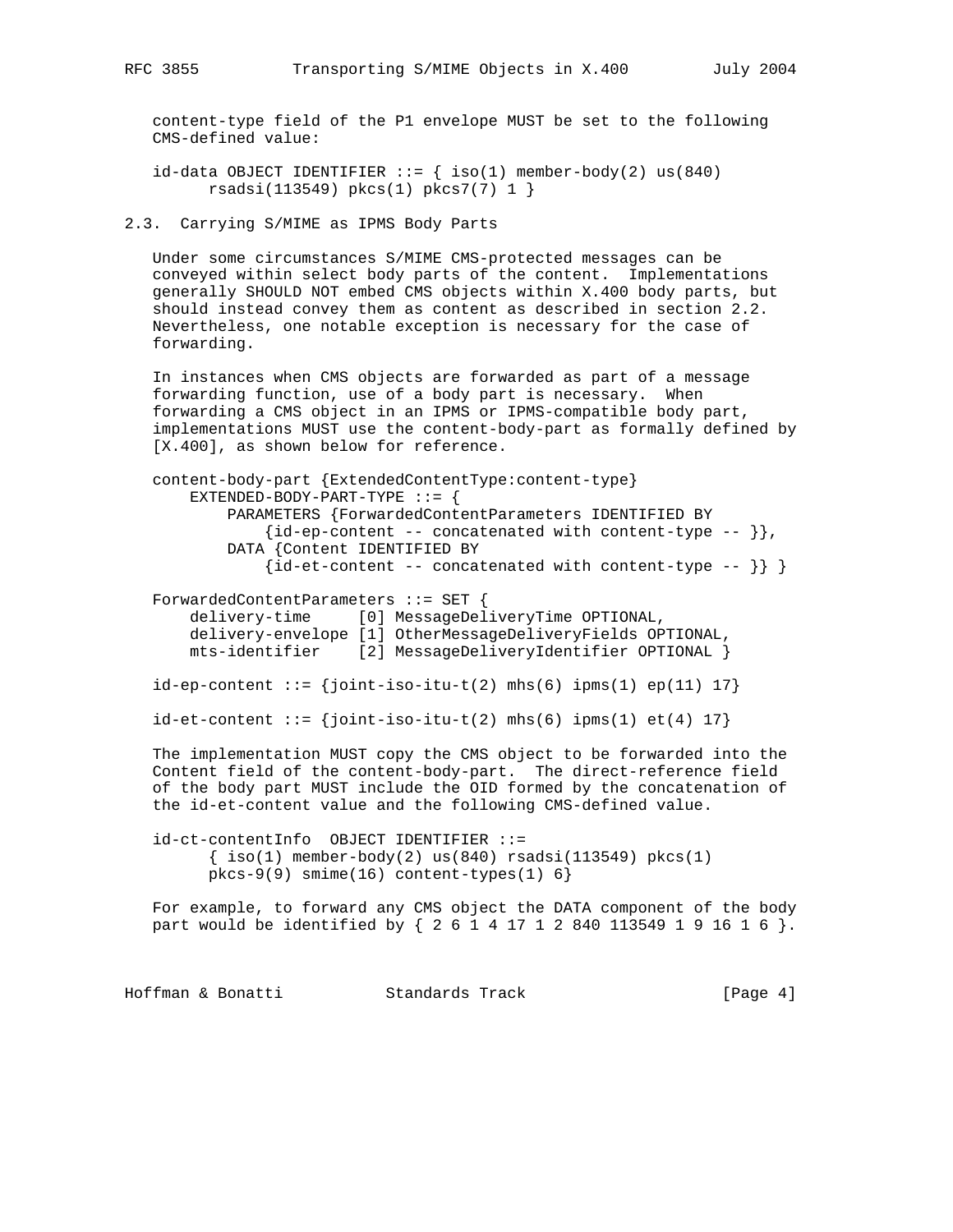content-type field of the P1 envelope MUST be set to the following CMS-defined value:

```
id-data OBJECT IDENTIFIER ::= { iso(1) member-body(2) us(840)
      rsadsi(113549) pkcs(1) pkcs7(7) 1 }
```

## 2.3. Carrying S/MIME as IPMS Body Parts

Under some circumstances S/MIME CMS-protected messages can be conveyed within select body parts of the content. Implementations generally SHOULD NOT embed CMS objects within X.400 body parts, but should instead convey them as content as described in section 2.2. Nevertheless, one notable exception is necessary for the case of forwarding.

In instances when CMS objects are forwarded as part of a message forwarding function, use of a body part is necessary. When forwarding a CMS object in an IPMS or IPMS-compatible body part, implementations MUST use the content-body-part as formally defined by [X.400], as shown below for reference.

```
content-body-part {ExtendedContentType:content-type}
    EXTENDED-BODY-PART-TYPE ::= {
        PARAMETERS {ForwardedContentParameters IDENTIFIED BY
            {id-ep-content -- concatenated with content-type -- }},
        DATA {Content IDENTIFIED BY
            {id-et-content -- concatenated with content-type -- }} }

ForwardedContentParameters ::= SET {
    delivery-time     [0] MessageDeliveryTime OPTIONAL,
    delivery-envelope [1] OtherMessageDeliveryFields OPTIONAL,
    mts-identifier    [2] MessageDeliveryIdentifier OPTIONAL }

id-ep-content ::= {joint-iso-itu-t(2) mhs(6) ipms(1) ep(11) 17}

id-et-content ::= {joint-iso-itu-t(2) mhs(6) ipms(1) et(4) 17}
```

The implementation MUST copy the CMS object to be forwarded into the Content field of the content-body-part. The direct-reference field of the body part MUST include the OID formed by the concatenation of the id-et-content value and the following CMS-defined value.

```
id-ct-contentInfo  OBJECT IDENTIFIER ::=
      { iso(1) member-body(2) us(840) rsadsi(113549) pkcs(1)
      pkcs-9(9) smime(16) content-types(1) 6}
```

For example, to forward any CMS object the DATA component of the body part would be identified by { 2 6 1 4 17 1 2 840 113549 1 9 16 1 6 }.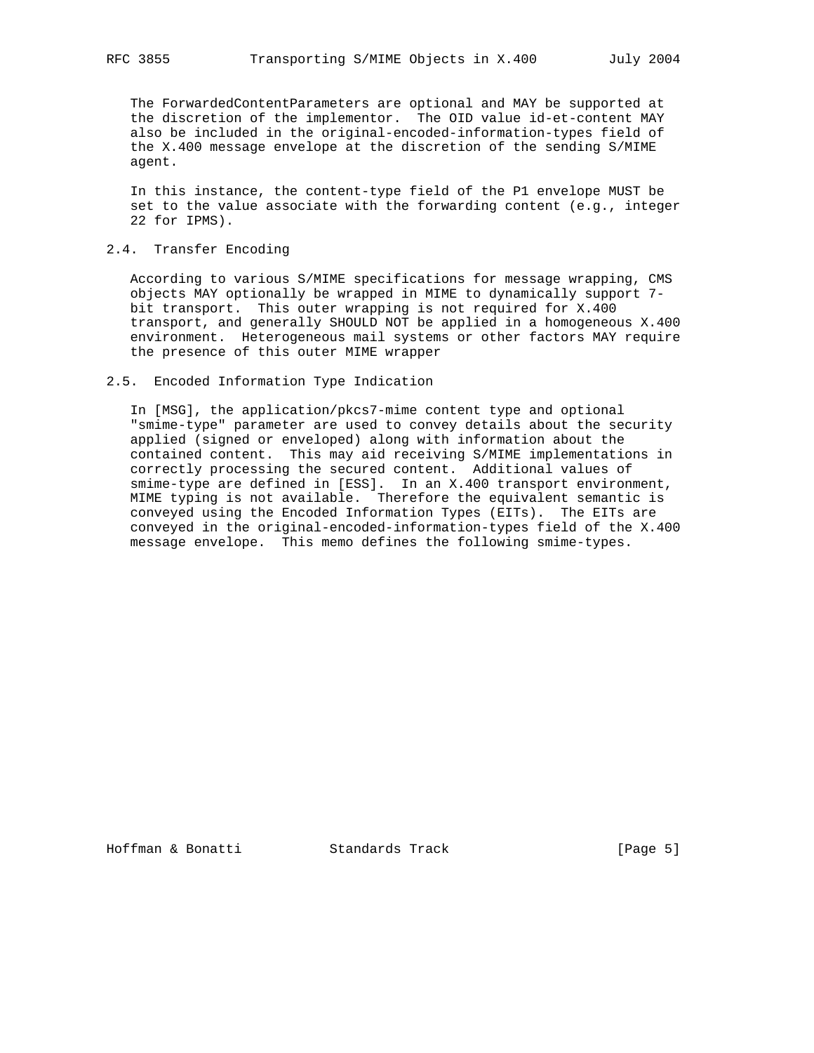The ForwardedContentParameters are optional and MAY be supported at the discretion of the implementor. The OID value id-et-content MAY also be included in the original-encoded-information-types field of the X.400 message envelope at the discretion of the sending S/MIME agent.

In this instance, the content-type field of the P1 envelope MUST be set to the value associate with the forwarding content (e.g., integer 22 for IPMS).

## 2.4. Transfer Encoding

According to various S/MIME specifications for message wrapping, CMS objects MAY optionally be wrapped in MIME to dynamically support 7-bit transport. This outer wrapping is not required for X.400 transport, and generally SHOULD NOT be applied in a homogeneous X.400 environment. Heterogeneous mail systems or other factors MAY require the presence of this outer MIME wrapper

## 2.5. Encoded Information Type Indication

In [MSG], the application/pkcs7-mime content type and optional "smime-type" parameter are used to convey details about the security applied (signed or enveloped) along with information about the contained content. This may aid receiving S/MIME implementations in correctly processing the secured content. Additional values of smime-type are defined in [ESS]. In an X.400 transport environment, MIME typing is not available. Therefore the equivalent semantic is conveyed using the Encoded Information Types (EITs). The EITs are conveyed in the original-encoded-information-types field of the X.400 message envelope. This memo defines the following smime-types.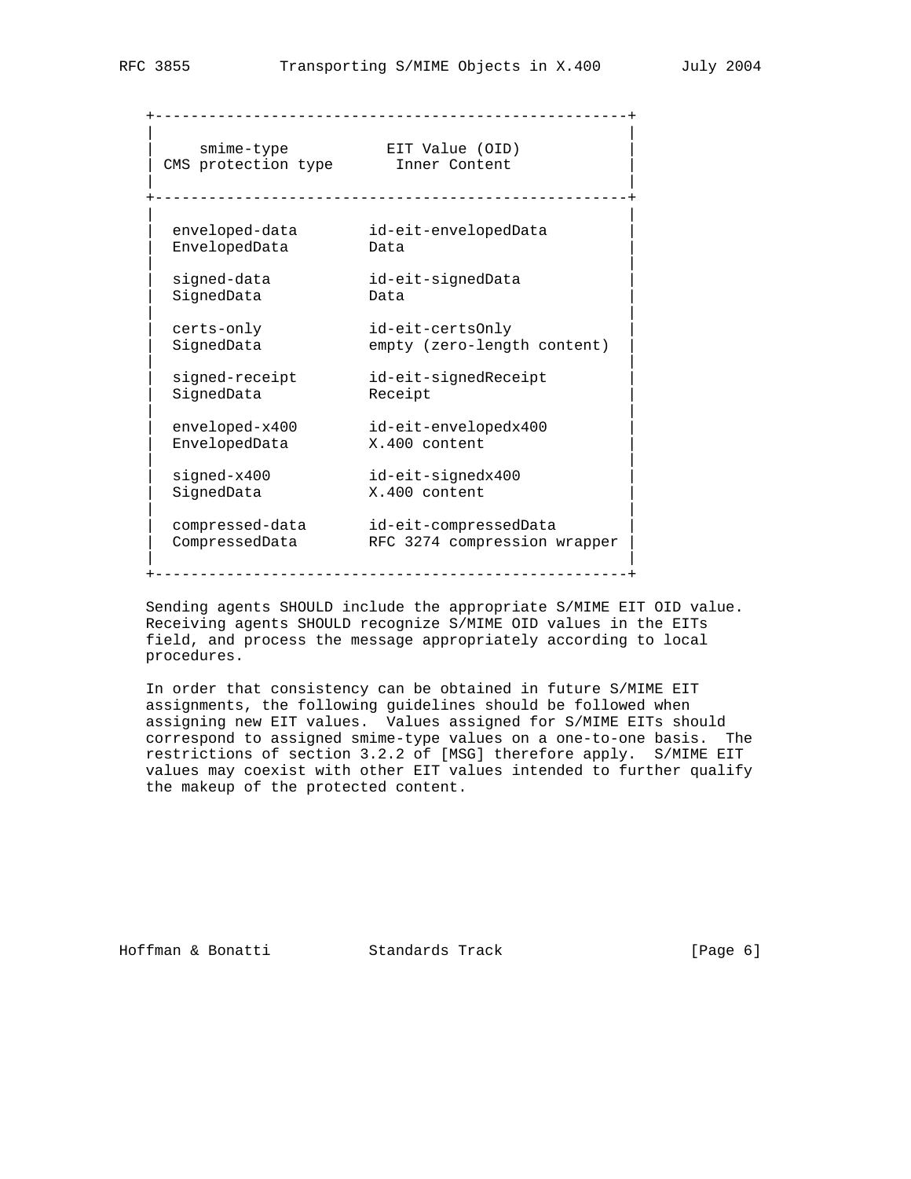| smime-type<br>CMS protection type | EIT Value (OID)<br>Inner Content |
|---|---|
| enveloped-data<br>EnvelopedData | id-eit-envelopedData<br>Data |
| signed-data<br>SignedData | id-eit-signedData<br>Data |
| certs-only<br>SignedData | id-eit-certsOnly<br>empty (zero-length content) |
| signed-receipt<br>SignedData | id-eit-signedReceipt<br>Receipt |
| enveloped-x400<br>EnvelopedData | id-eit-envelopedx400<br>X.400 content |
| signed-x400<br>SignedData | id-eit-signedx400<br>X.400 content |
| compressed-data<br>CompressedData | id-eit-compressedData<br>RFC 3274 compression wrapper |

Sending agents SHOULD include the appropriate S/MIME EIT OID value. Receiving agents SHOULD recognize S/MIME OID values in the EITs field, and process the message appropriately according to local procedures.

In order that consistency can be obtained in future S/MIME EIT assignments, the following guidelines should be followed when assigning new EIT values. Values assigned for S/MIME EITs should correspond to assigned smime-type values on a one-to-one basis. The restrictions of section 3.2.2 of [MSG] therefore apply. S/MIME EIT values may coexist with other EIT values intended to further qualify the makeup of the protected content.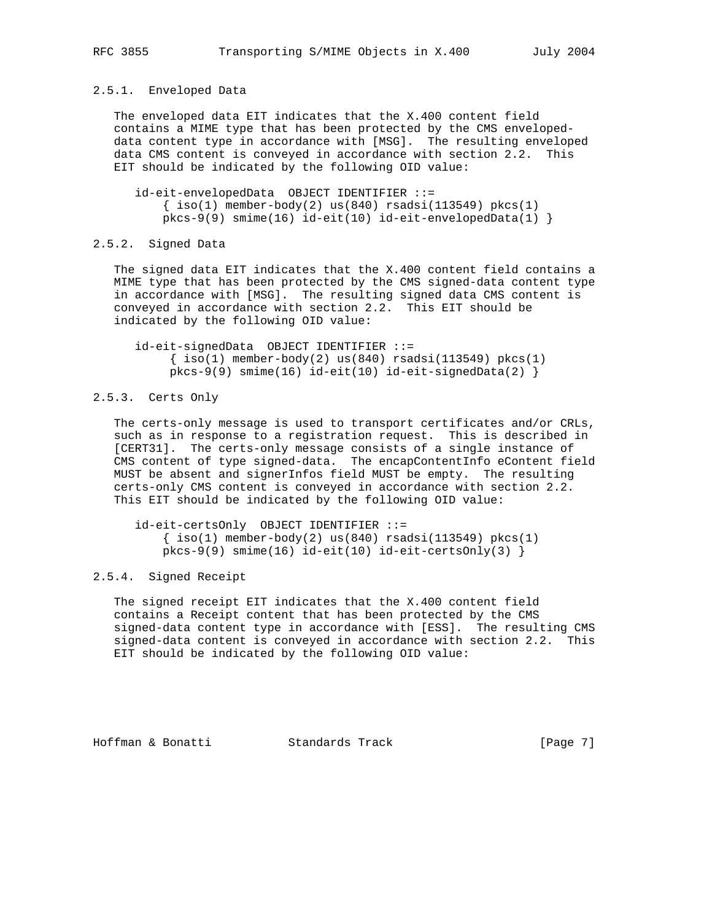### 2.5.1. Enveloped Data

The enveloped data EIT indicates that the X.400 content field contains a MIME type that has been protected by the CMS enveloped-data content type in accordance with [MSG]. The resulting enveloped data CMS content is conveyed in accordance with section 2.2. This EIT should be indicated by the following OID value:

```
id-eit-envelopedData  OBJECT IDENTIFIER ::=
    { iso(1) member-body(2) us(840) rsadsi(113549) pkcs(1)
    pkcs-9(9) smime(16) id-eit(10) id-eit-envelopedData(1) }
```

### 2.5.2. Signed Data

The signed data EIT indicates that the X.400 content field contains a MIME type that has been protected by the CMS signed-data content type in accordance with [MSG]. The resulting signed data CMS content is conveyed in accordance with section 2.2. This EIT should be indicated by the following OID value:

```
id-eit-signedData  OBJECT IDENTIFIER ::=
     { iso(1) member-body(2) us(840) rsadsi(113549) pkcs(1)
     pkcs-9(9) smime(16) id-eit(10) id-eit-signedData(2) }
```

### 2.5.3. Certs Only

The certs-only message is used to transport certificates and/or CRLs, such as in response to a registration request. This is described in [CERT31]. The certs-only message consists of a single instance of CMS content of type signed-data. The encapContentInfo eContent field MUST be absent and signerInfos field MUST be empty. The resulting certs-only CMS content is conveyed in accordance with section 2.2. This EIT should be indicated by the following OID value:

```
id-eit-certsOnly  OBJECT IDENTIFIER ::=
    { iso(1) member-body(2) us(840) rsadsi(113549) pkcs(1)
    pkcs-9(9) smime(16) id-eit(10) id-eit-certsOnly(3) }
```

### 2.5.4. Signed Receipt

The signed receipt EIT indicates that the X.400 content field contains a Receipt content that has been protected by the CMS signed-data content type in accordance with [ESS]. The resulting CMS signed-data content is conveyed in accordance with section 2.2. This EIT should be indicated by the following OID value: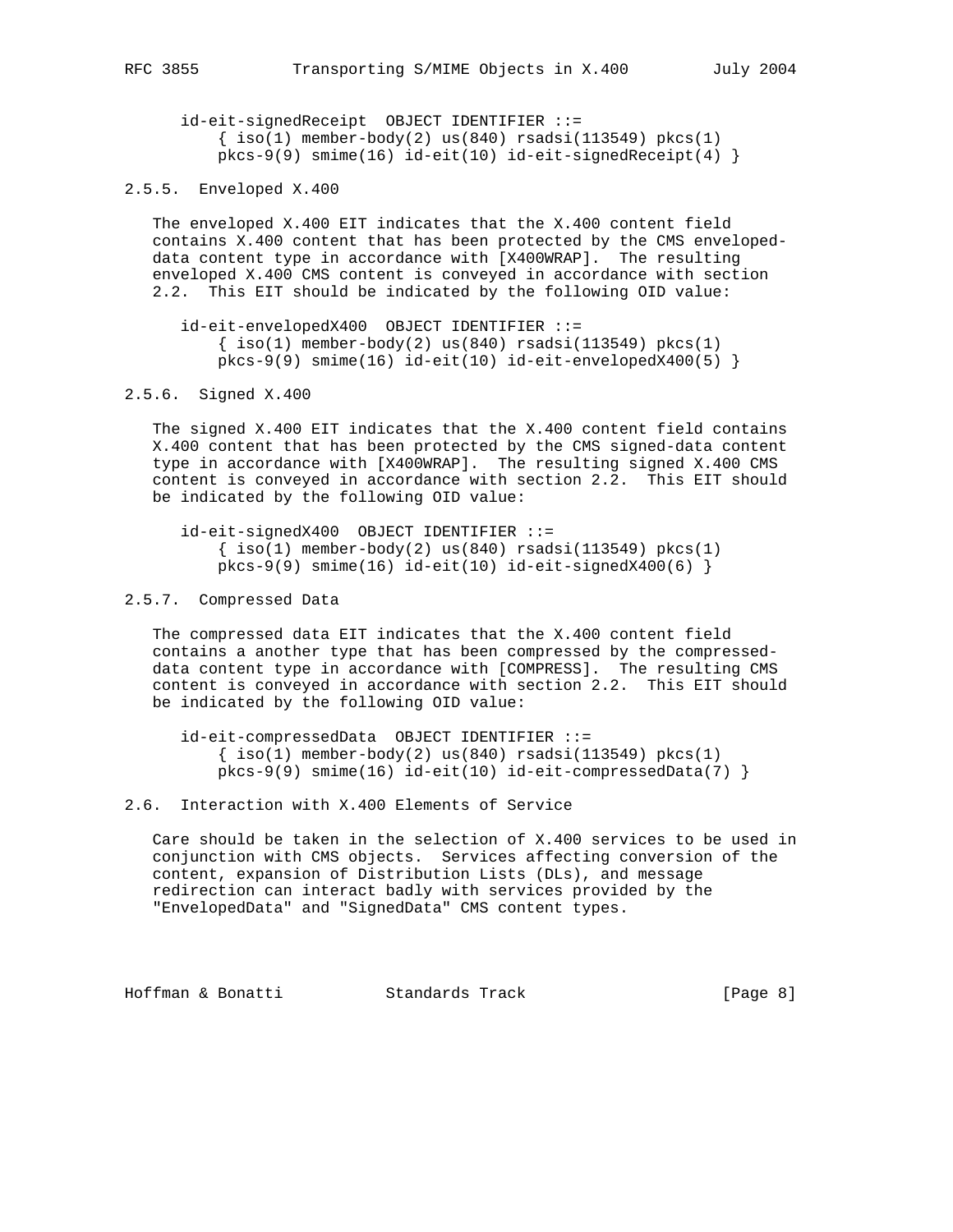```
id-eit-signedReceipt  OBJECT IDENTIFIER ::=
    { iso(1) member-body(2) us(840) rsadsi(113549) pkcs(1)
    pkcs-9(9) smime(16) id-eit(10) id-eit-signedReceipt(4) }
```

### 2.5.5. Enveloped X.400

The enveloped X.400 EIT indicates that the X.400 content field contains X.400 content that has been protected by the CMS enveloped-data content type in accordance with [X400WRAP]. The resulting enveloped X.400 CMS content is conveyed in accordance with section 2.2. This EIT should be indicated by the following OID value:

```
id-eit-envelopedX400  OBJECT IDENTIFIER ::=
    { iso(1) member-body(2) us(840) rsadsi(113549) pkcs(1)
    pkcs-9(9) smime(16) id-eit(10) id-eit-envelopedX400(5) }
```

### 2.5.6. Signed X.400

The signed X.400 EIT indicates that the X.400 content field contains X.400 content that has been protected by the CMS signed-data content type in accordance with [X400WRAP]. The resulting signed X.400 CMS content is conveyed in accordance with section 2.2. This EIT should be indicated by the following OID value:

```
id-eit-signedX400  OBJECT IDENTIFIER ::=
    { iso(1) member-body(2) us(840) rsadsi(113549) pkcs(1)
    pkcs-9(9) smime(16) id-eit(10) id-eit-signedX400(6) }
```

### 2.5.7. Compressed Data

The compressed data EIT indicates that the X.400 content field contains a another type that has been compressed by the compressed-data content type in accordance with [COMPRESS]. The resulting CMS content is conveyed in accordance with section 2.2. This EIT should be indicated by the following OID value:

```
id-eit-compressedData  OBJECT IDENTIFIER ::=
    { iso(1) member-body(2) us(840) rsadsi(113549) pkcs(1)
    pkcs-9(9) smime(16) id-eit(10) id-eit-compressedData(7) }
```

## 2.6. Interaction with X.400 Elements of Service

Care should be taken in the selection of X.400 services to be used in conjunction with CMS objects. Services affecting conversion of the content, expansion of Distribution Lists (DLs), and message redirection can interact badly with services provided by the "EnvelopedData" and "SignedData" CMS content types.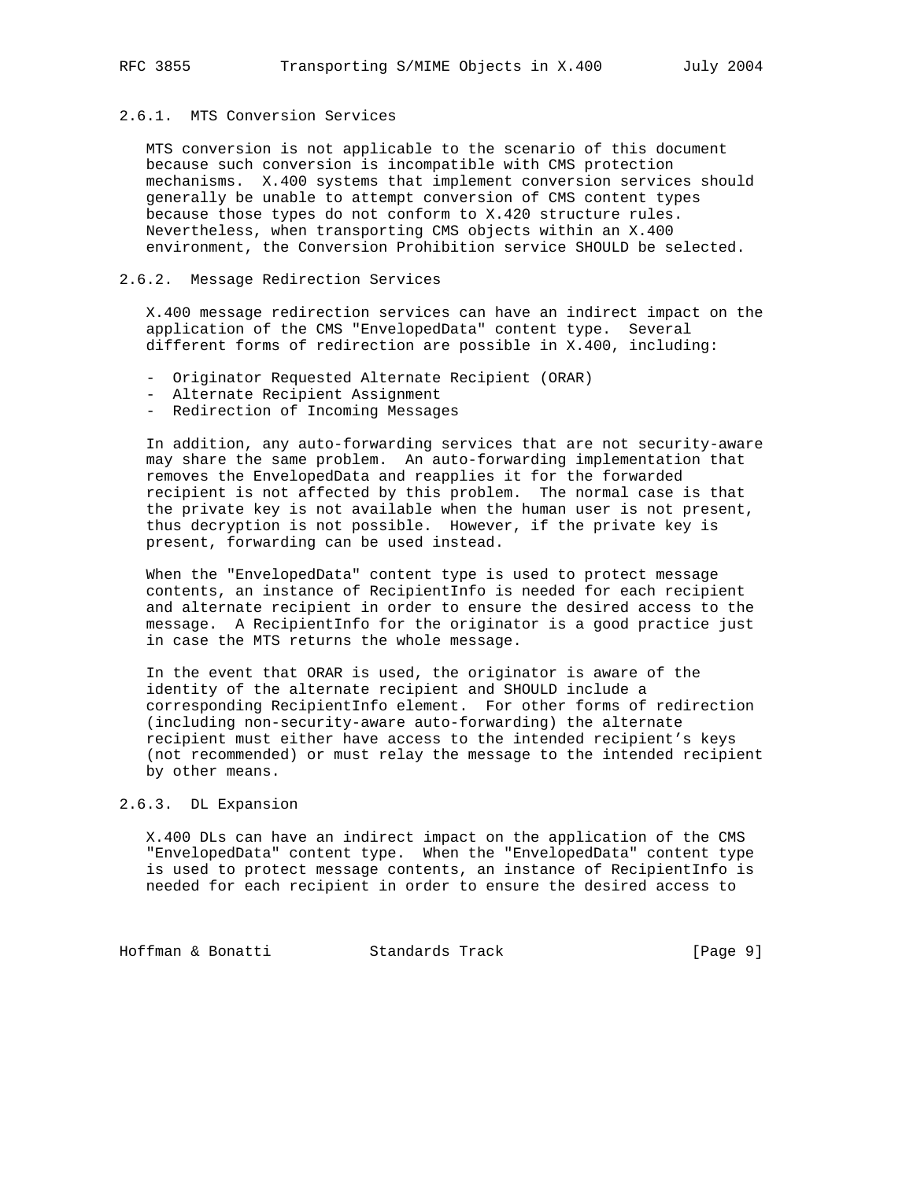### 2.6.1. MTS Conversion Services

MTS conversion is not applicable to the scenario of this document because such conversion is incompatible with CMS protection mechanisms. X.400 systems that implement conversion services should generally be unable to attempt conversion of CMS content types because those types do not conform to X.420 structure rules. Nevertheless, when transporting CMS objects within an X.400 environment, the Conversion Prohibition service SHOULD be selected.

### 2.6.2. Message Redirection Services

X.400 message redirection services can have an indirect impact on the application of the CMS "EnvelopedData" content type. Several different forms of redirection are possible in X.400, including:

- Originator Requested Alternate Recipient (ORAR)
- Alternate Recipient Assignment
- Redirection of Incoming Messages

In addition, any auto-forwarding services that are not security-aware may share the same problem. An auto-forwarding implementation that removes the EnvelopedData and reapplies it for the forwarded recipient is not affected by this problem. The normal case is that the private key is not available when the human user is not present, thus decryption is not possible. However, if the private key is present, forwarding can be used instead.

When the "EnvelopedData" content type is used to protect message contents, an instance of RecipientInfo is needed for each recipient and alternate recipient in order to ensure the desired access to the message. A RecipientInfo for the originator is a good practice just in case the MTS returns the whole message.

In the event that ORAR is used, the originator is aware of the identity of the alternate recipient and SHOULD include a corresponding RecipientInfo element. For other forms of redirection (including non-security-aware auto-forwarding) the alternate recipient must either have access to the intended recipient's keys (not recommended) or must relay the message to the intended recipient by other means.

### 2.6.3. DL Expansion

X.400 DLs can have an indirect impact on the application of the CMS "EnvelopedData" content type. When the "EnvelopedData" content type is used to protect message contents, an instance of RecipientInfo is needed for each recipient in order to ensure the desired access to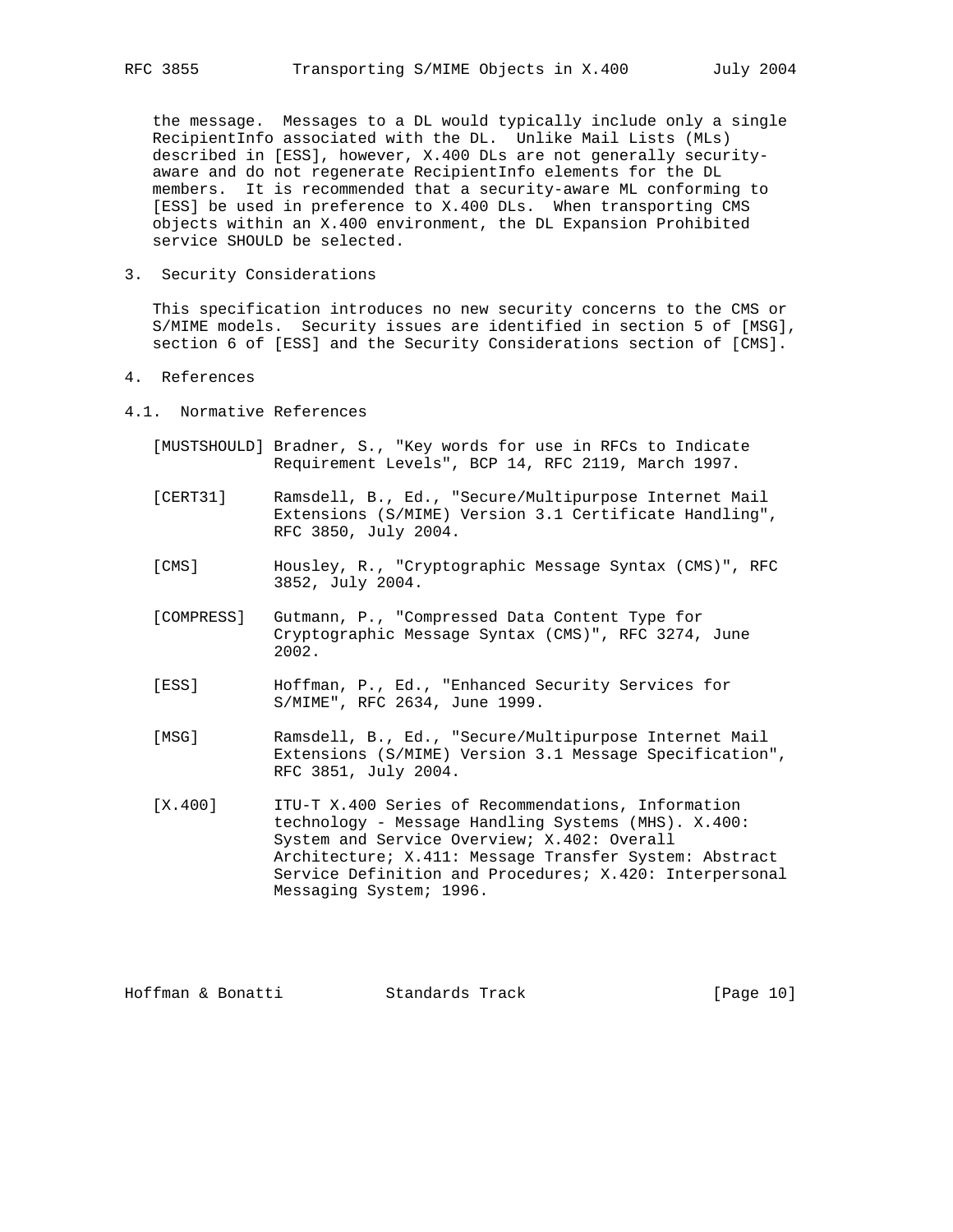the message. Messages to a DL would typically include only a single RecipientInfo associated with the DL. Unlike Mail Lists (MLs) described in [ESS], however, X.400 DLs are not generally security-aware and do not regenerate RecipientInfo elements for the DL members. It is recommended that a security-aware ML conforming to [ESS] be used in preference to X.400 DLs. When transporting CMS objects within an X.400 environment, the DL Expansion Prohibited service SHOULD be selected.

## 3. Security Considerations

This specification introduces no new security concerns to the CMS or S/MIME models. Security issues are identified in section 5 of [MSG], section 6 of [ESS] and the Security Considerations section of [CMS].

## 4. References

### 4.1. Normative References

[MUSTSHOULD] Bradner, S., "Key words for use in RFCs to Indicate Requirement Levels", BCP 14, RFC 2119, March 1997.

[CERT31] Ramsdell, B., Ed., "Secure/Multipurpose Internet Mail Extensions (S/MIME) Version 3.1 Certificate Handling", RFC 3850, July 2004.

[CMS] Housley, R., "Cryptographic Message Syntax (CMS)", RFC 3852, July 2004.

[COMPRESS] Gutmann, P., "Compressed Data Content Type for Cryptographic Message Syntax (CMS)", RFC 3274, June 2002.

[ESS] Hoffman, P., Ed., "Enhanced Security Services for S/MIME", RFC 2634, June 1999.

[MSG] Ramsdell, B., Ed., "Secure/Multipurpose Internet Mail Extensions (S/MIME) Version 3.1 Message Specification", RFC 3851, July 2004.

[X.400] ITU-T X.400 Series of Recommendations, Information technology - Message Handling Systems (MHS). X.400: System and Service Overview; X.402: Overall Architecture; X.411: Message Transfer System: Abstract Service Definition and Procedures; X.420: Interpersonal Messaging System; 1996.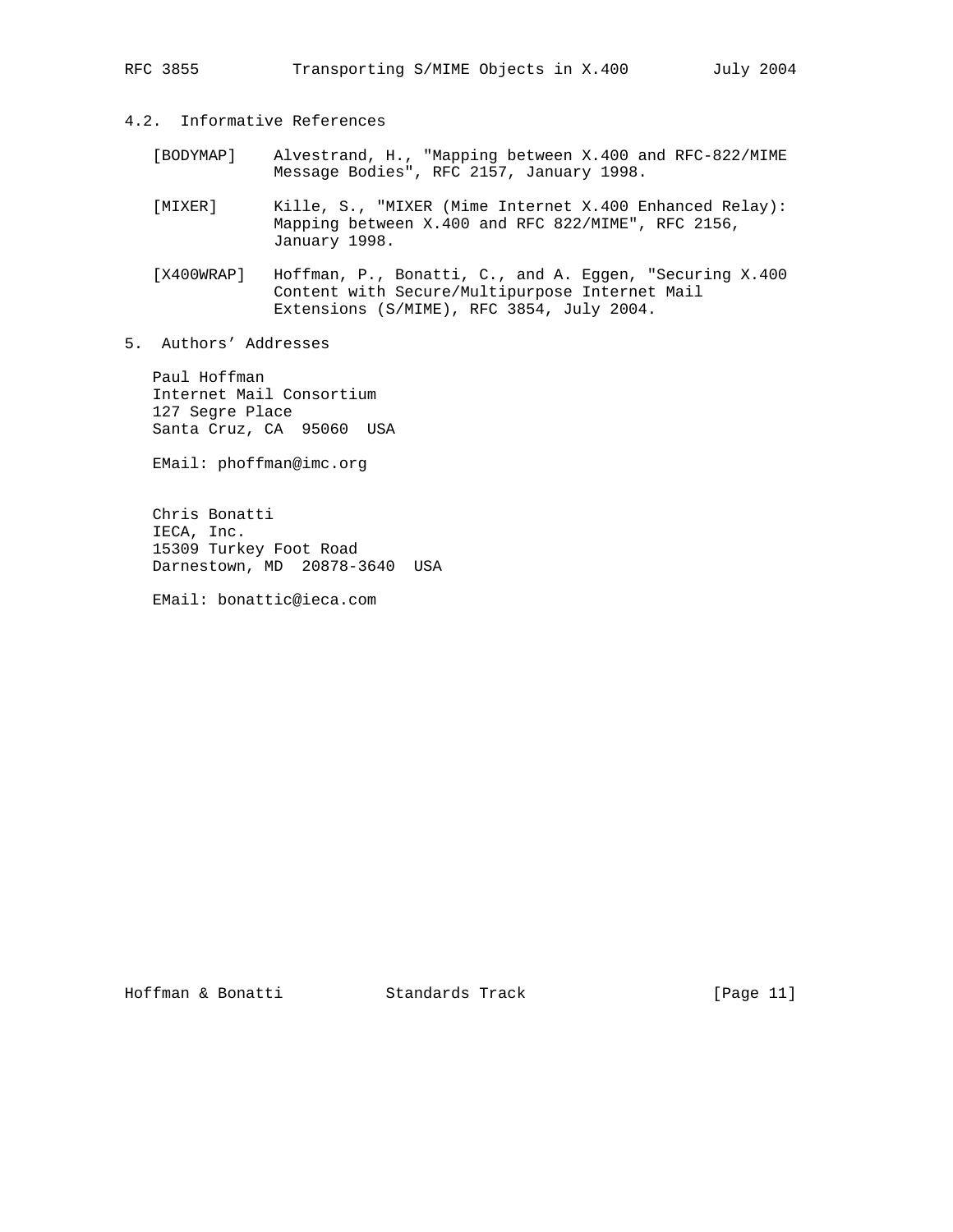## 4.2. Informative References

[BODYMAP] Alvestrand, H., "Mapping between X.400 and RFC-822/MIME Message Bodies", RFC 2157, January 1998.

[MIXER] Kille, S., "MIXER (Mime Internet X.400 Enhanced Relay): Mapping between X.400 and RFC 822/MIME", RFC 2156, January 1998.

[X400WRAP] Hoffman, P., Bonatti, C., and A. Eggen, "Securing X.400 Content with Secure/Multipurpose Internet Mail Extensions (S/MIME), RFC 3854, July 2004.

# 5. Authors' Addresses

Paul Hoffman
Internet Mail Consortium
127 Segre Place
Santa Cruz, CA 95060 USA

EMail: phoffman@imc.org

Chris Bonatti
IECA, Inc.
15309 Turkey Foot Road
Darnestown, MD 20878-3640 USA

EMail: bonattic@ieca.com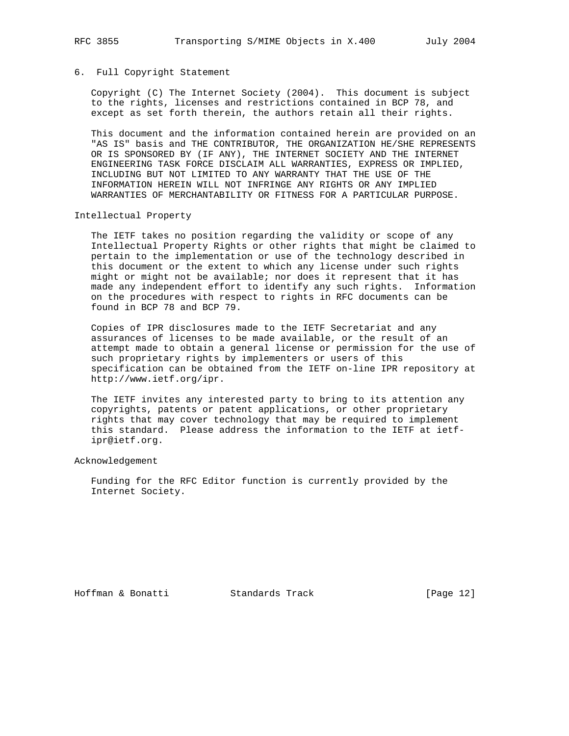## 6. Full Copyright Statement

Copyright (C) The Internet Society (2004). This document is subject to the rights, licenses and restrictions contained in BCP 78, and except as set forth therein, the authors retain all their rights.

This document and the information contained herein are provided on an "AS IS" basis and THE CONTRIBUTOR, THE ORGANIZATION HE/SHE REPRESENTS OR IS SPONSORED BY (IF ANY), THE INTERNET SOCIETY AND THE INTERNET ENGINEERING TASK FORCE DISCLAIM ALL WARRANTIES, EXPRESS OR IMPLIED, INCLUDING BUT NOT LIMITED TO ANY WARRANTY THAT THE USE OF THE INFORMATION HEREIN WILL NOT INFRINGE ANY RIGHTS OR ANY IMPLIED WARRANTIES OF MERCHANTABILITY OR FITNESS FOR A PARTICULAR PURPOSE.

## Intellectual Property

The IETF takes no position regarding the validity or scope of any Intellectual Property Rights or other rights that might be claimed to pertain to the implementation or use of the technology described in this document or the extent to which any license under such rights might or might not be available; nor does it represent that it has made any independent effort to identify any such rights. Information on the procedures with respect to rights in RFC documents can be found in BCP 78 and BCP 79.

Copies of IPR disclosures made to the IETF Secretariat and any assurances of licenses to be made available, or the result of an attempt made to obtain a general license or permission for the use of such proprietary rights by implementers or users of this specification can be obtained from the IETF on-line IPR repository at http://www.ietf.org/ipr.

The IETF invites any interested party to bring to its attention any copyrights, patents or patent applications, or other proprietary rights that may cover technology that may be required to implement this standard. Please address the information to the IETF at ietf-ipr@ietf.org.

## Acknowledgement

Funding for the RFC Editor function is currently provided by the Internet Society.